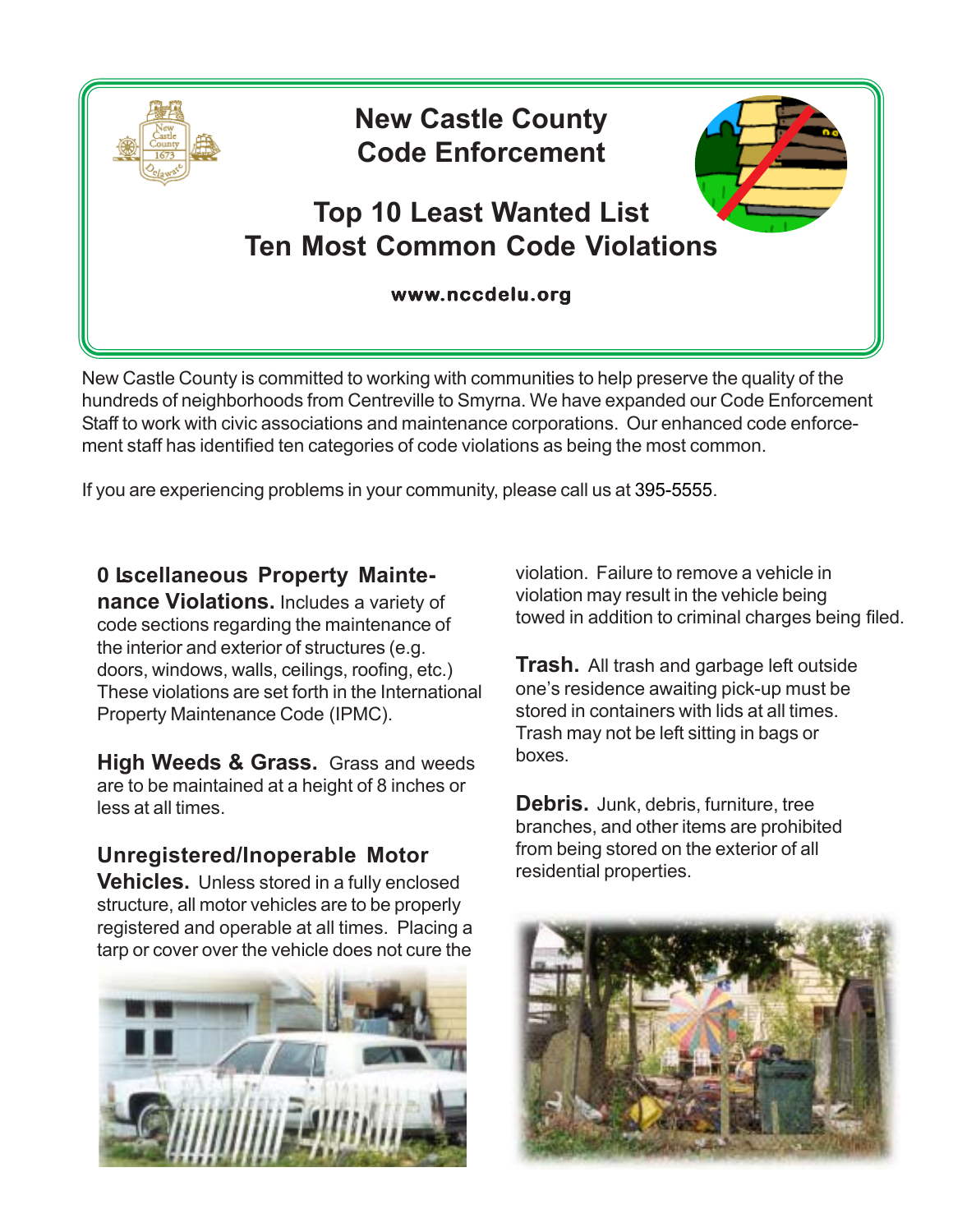# New Castle County Code Enforcement

## Top 10 Least Wanted List
## Ten Most Common Code Violations

**www.nccdelu.org**

New Castle County is committed to working with communities to help preserve the quality of the hundreds of neighborhoods from Centreville to Smyrna. We have expanded our Code Enforcement Staff to work with civic associations and maintenance corporations. Our enhanced code enforcement staff has identified ten categories of code violations as being the most common.

If you are experiencing problems in your community, please call us at 395-5555.

**0 Iscellaneous Property Maintenance Violations.** Includes a variety of code sections regarding the maintenance of the interior and exterior of structures (e.g. doors, windows, walls, ceilings, roofing, etc.) These violations are set forth in the International Property Maintenance Code (IPMC).

**High Weeds & Grass.** Grass and weeds are to be maintained at a height of 8 inches or less at all times.

**Unregistered/Inoperable Motor Vehicles.** Unless stored in a fully enclosed structure, all motor vehicles are to be properly registered and operable at all times. Placing a tarp or cover over the vehicle does not cure the violation. Failure to remove a vehicle in violation may result in the vehicle being towed in addition to criminal charges being filed.

**Trash.** All trash and garbage left outside one's residence awaiting pick-up must be stored in containers with lids at all times. Trash may not be left sitting in bags or boxes.

**Debris.** Junk, debris, furniture, tree branches, and other items are prohibited from being stored on the exterior of all residential properties.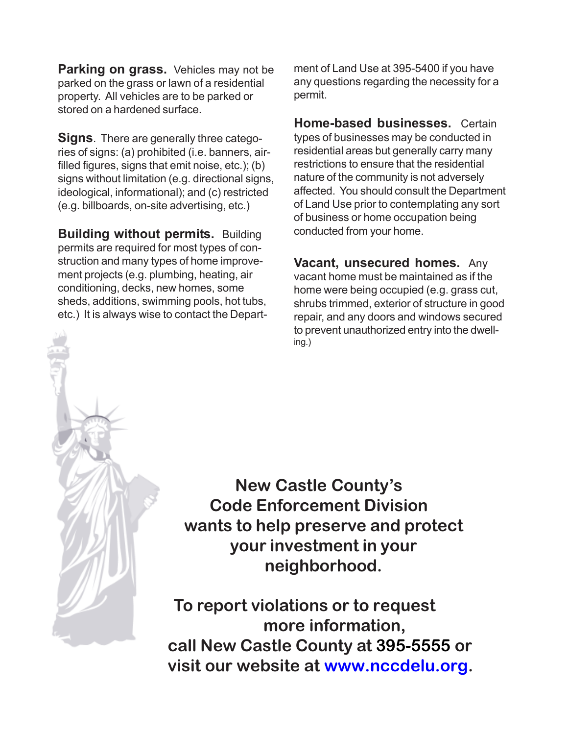**Parking on grass.** Vehicles may not be parked on the grass or lawn of a residential property. All vehicles are to be parked or stored on a hardened surface.

**Signs**. There are generally three categories of signs: (a) prohibited (i.e. banners, air-filled figures, signs that emit noise, etc.); (b) signs without limitation (e.g. directional signs, ideological, informational); and (c) restricted (e.g. billboards, on-site advertising, etc.)

**Building without permits.** Building permits are required for most types of construction and many types of home improvement projects (e.g. plumbing, heating, air conditioning, decks, new homes, some sheds, additions, swimming pools, hot tubs, etc.) It is always wise to contact the Department of Land Use at 395-5400 if you have any questions regarding the necessity for a permit.

**Home-based businesses.** Certain types of businesses may be conducted in residential areas but generally carry many restrictions to ensure that the residential nature of the community is not adversely affected. You should consult the Department of Land Use prior to contemplating any sort of business or home occupation being conducted from your home.

**Vacant, unsecured homes.** Any vacant home must be maintained as if the home were being occupied (e.g. grass cut, shrubs trimmed, exterior of structure in good repair, and any doors and windows secured to prevent unauthorized entry into the dwelling.)

**New Castle County's Code Enforcement Division wants to help preserve and protect your investment in your neighborhood.**

**To report violations or to request more information, call New Castle County at 395-5555 or visit our website at www.nccdelu.org.**